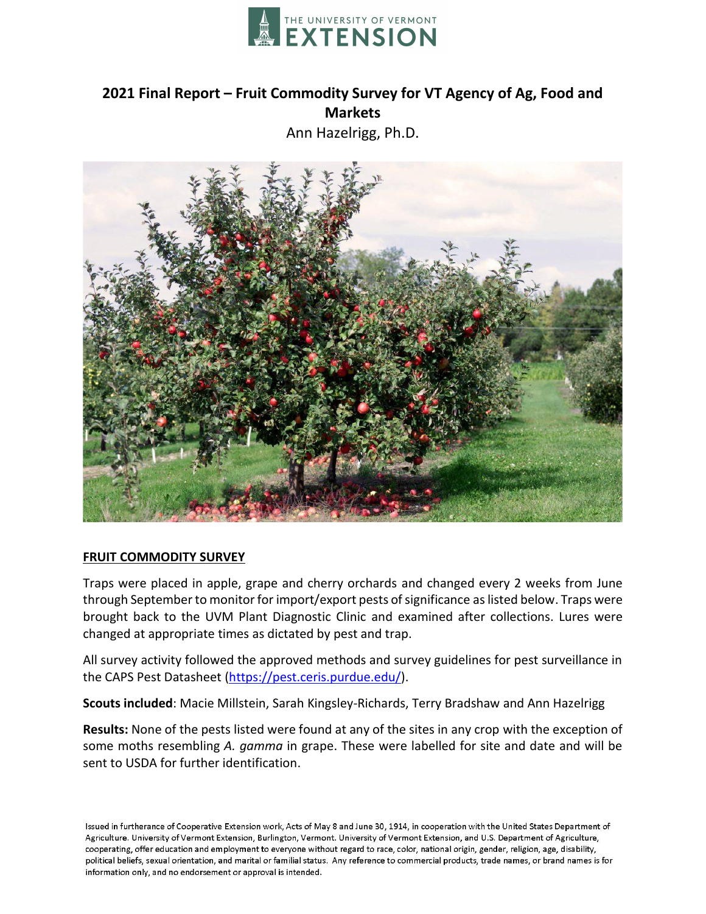THE UNIVERSITY OF VERMONT
EXTENSION

# 2021 Final Report – Fruit Commodity Survey for VT Agency of Ag, Food and Markets

Ann Hazelrigg, Ph.D.

## FRUIT COMMODITY SURVEY

Traps were placed in apple, grape and cherry orchards and changed every 2 weeks from June through September to monitor for import/export pests of significance as listed below. Traps were brought back to the UVM Plant Diagnostic Clinic and examined after collections. Lures were changed at appropriate times as dictated by pest and trap.

All survey activity followed the approved methods and survey guidelines for pest surveillance in the CAPS Pest Datasheet (https://pest.ceris.purdue.edu/).

**Scouts included**: Macie Millstein, Sarah Kingsley-Richards, Terry Bradshaw and Ann Hazelrigg

**Results:** None of the pests listed were found at any of the sites in any crop with the exception of some moths resembling *A. gamma* in grape. These were labelled for site and date and will be sent to USDA for further identification.

Issued in furtherance of Cooperative Extension work, Acts of May 8 and June 30, 1914, in cooperation with the United States Department of Agriculture. University of Vermont Extension, Burlington, Vermont. University of Vermont Extension, and U.S. Department of Agriculture, cooperating, offer education and employment to everyone without regard to race, color, national origin, gender, religion, age, disability, political beliefs, sexual orientation, and marital or familial status. Any reference to commercial products, trade names, or brand names is for information only, and no endorsement or approval is intended.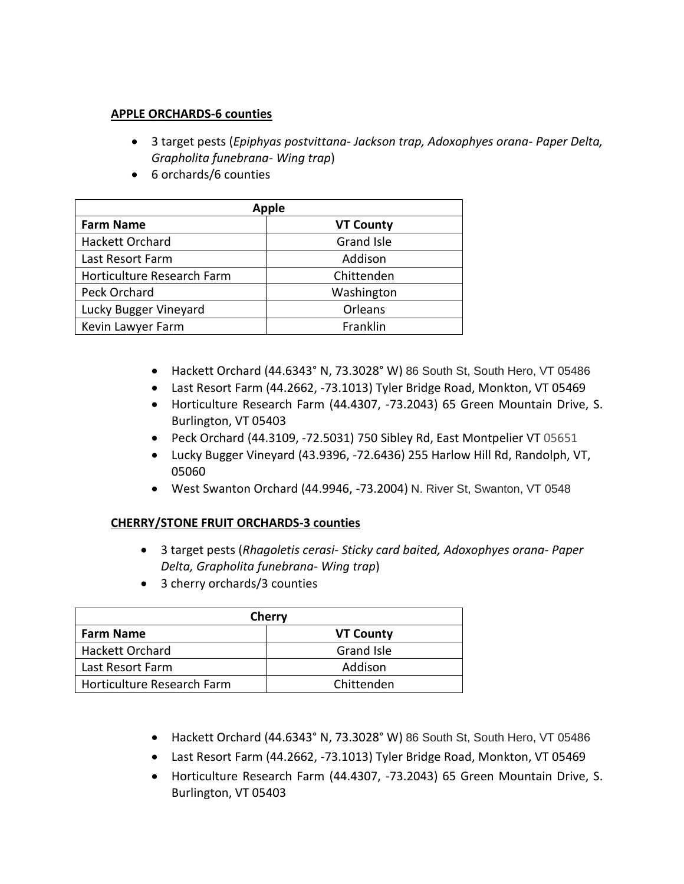**APPLE ORCHARDS-6 counties**

- 3 target pests (*Epiphyas postvittana- Jackson trap, Adoxophyes orana- Paper Delta, Grapholita funebrana- Wing trap*)
- 6 orchards/6 counties

| Apple | |
|---|---|
| **Farm Name** | **VT County** |
| Hackett Orchard | Grand Isle |
| Last Resort Farm | Addison |
| Horticulture Research Farm | Chittenden |
| Peck Orchard | Washington |
| Lucky Bugger Vineyard | Orleans |
| Kevin Lawyer Farm | Franklin |

- Hackett Orchard (44.6343° N, 73.3028° W) 86 South St, South Hero, VT 05486
- Last Resort Farm (44.2662, -73.1013) Tyler Bridge Road, Monkton, VT 05469
- Horticulture Research Farm (44.4307, -73.2043) 65 Green Mountain Drive, S. Burlington, VT 05403
- Peck Orchard (44.3109, -72.5031) 750 Sibley Rd, East Montpelier VT 05651
- Lucky Bugger Vineyard (43.9396, -72.6436) 255 Harlow Hill Rd, Randolph, VT, 05060
- West Swanton Orchard (44.9946, -73.2004) N. River St, Swanton, VT 0548

**CHERRY/STONE FRUIT ORCHARDS-3 counties**

- 3 target pests (*Rhagoletis cerasi- Sticky card baited, Adoxophyes orana- Paper Delta, Grapholita funebrana- Wing trap*)
- 3 cherry orchards/3 counties

| Cherry | |
|---|---|
| **Farm Name** | **VT County** |
| Hackett Orchard | Grand Isle |
| Last Resort Farm | Addison |
| Horticulture Research Farm | Chittenden |

- Hackett Orchard (44.6343° N, 73.3028° W) 86 South St, South Hero, VT 05486
- Last Resort Farm (44.2662, -73.1013) Tyler Bridge Road, Monkton, VT 05469
- Horticulture Research Farm (44.4307, -73.2043) 65 Green Mountain Drive, S. Burlington, VT 05403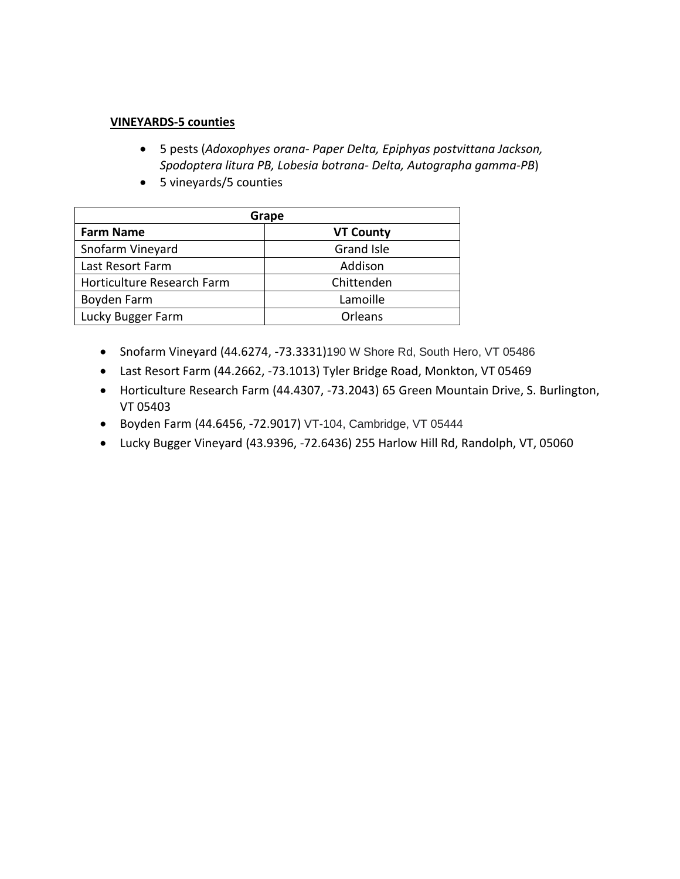**VINEYARDS-5 counties**

- 5 pests (*Adoxophyes orana- Paper Delta, Epiphyas postvittana Jackson, Spodoptera litura PB, Lobesia botrana- Delta, Autographa gamma-PB*)
- 5 vineyards/5 counties

| Grape | |
|---|---|
| **Farm Name** | **VT County** |
| Snofarm Vineyard | Grand Isle |
| Last Resort Farm | Addison |
| Horticulture Research Farm | Chittenden |
| Boyden Farm | Lamoille |
| Lucky Bugger Farm | Orleans |

- Snofarm Vineyard (44.6274, -73.3331)190 W Shore Rd, South Hero, VT 05486
- Last Resort Farm (44.2662, -73.1013) Tyler Bridge Road, Monkton, VT 05469
- Horticulture Research Farm (44.4307, -73.2043) 65 Green Mountain Drive, S. Burlington, VT 05403
- Boyden Farm (44.6456, -72.9017) VT-104, Cambridge, VT 05444
- Lucky Bugger Vineyard (43.9396, -72.6436) 255 Harlow Hill Rd, Randolph, VT, 05060